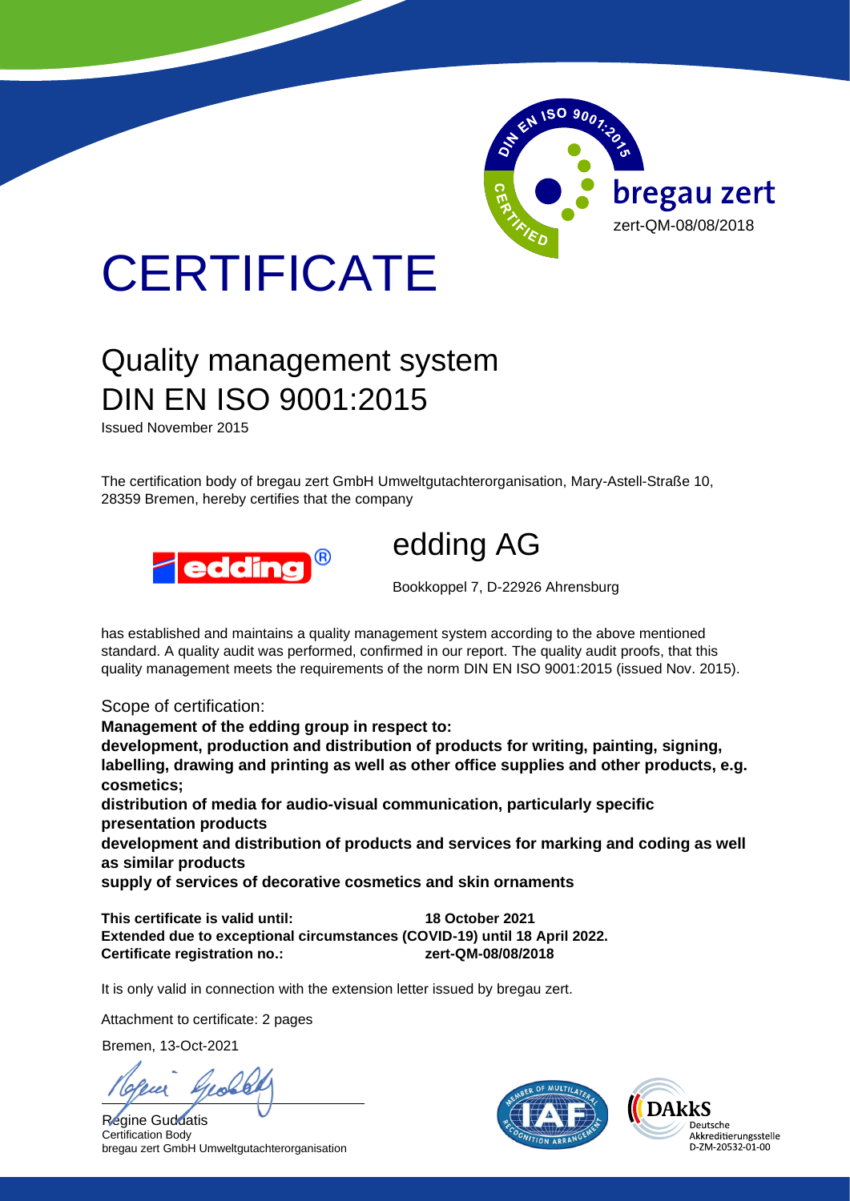DIN EN ISO 9001:2015 CERTIFIED

bregau zert

zert-QM-08/08/2018

# CERTIFICATE

## Quality management system
## DIN EN ISO 9001:2015

Issued November 2015

The certification body of bregau zert GmbH Umweltgutachterorganisation, Mary-Astell-Straße 10, 28359 Bremen, hereby certifies that the company

## edding AG

Bookkoppel 7, D-22926 Ahrensburg

has established and maintains a quality management system according to the above mentioned standard. A quality audit was performed, confirmed in our report. The quality audit proofs, that this quality management meets the requirements of the norm DIN EN ISO 9001:2015 (issued Nov. 2015).

Scope of certification:

**Management of the edding group in respect to:**
**development, production and distribution of products for writing, painting, signing, labelling, drawing and printing as well as other office supplies and other products, e.g. cosmetics;**
**distribution of media for audio-visual communication, particularly specific presentation products**
**development and distribution of products and services for marking and coding as well as similar products**
**supply of services of decorative cosmetics and skin ornaments**

**This certificate is valid until:** **18 October 2021**
**Extended due to exceptional circumstances (COVID-19) until 18 April 2022.**
**Certificate registration no.:** **zert-QM-08/08/2018**

It is only valid in connection with the extension letter issued by bregau zert.

Attachment to certificate: 2 pages

Bremen, 13-Oct-2021

Regine Guddatis
Certification Body
bregau zert GmbH Umweltgutachterorganisation

DAkkS Deutsche Akkreditierungsstelle D-ZM-20532-01-00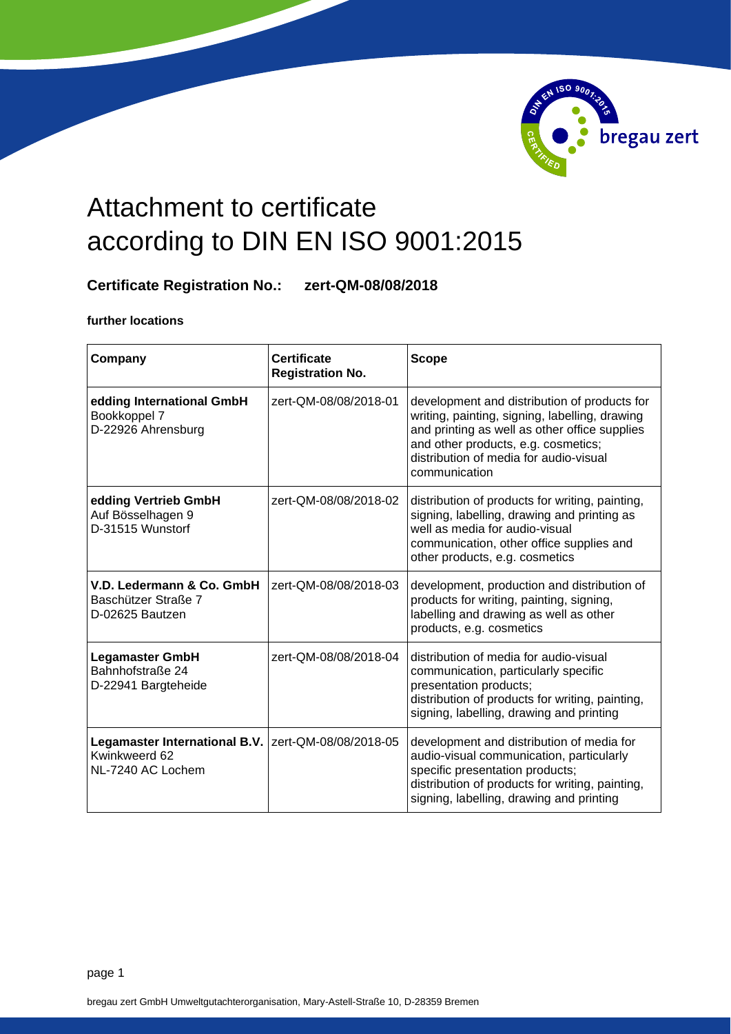# Attachment to certificate according to DIN EN ISO 9001:2015

**Certificate Registration No.: zert-QM-08/08/2018**

**further locations**

| Company | Certificate Registration No. | Scope |
|---|---|---|
| **edding International GmbH** Bookkoppel 7 D-22926 Ahrensburg | zert-QM-08/08/2018-01 | development and distribution of products for writing, painting, signing, labelling, drawing and printing as well as other office supplies and other products, e.g. cosmetics; distribution of media for audio-visual communication |
| **edding Vertrieb GmbH** Auf Bösselhagen 9 D-31515 Wunstorf | zert-QM-08/08/2018-02 | distribution of products for writing, painting, signing, labelling, drawing and printing as well as media for audio-visual communication, other office supplies and other products, e.g. cosmetics |
| **V.D. Ledermann & Co. GmbH** Baschützer Straße 7 D-02625 Bautzen | zert-QM-08/08/2018-03 | development, production and distribution of products for writing, painting, signing, labelling and drawing as well as other products, e.g. cosmetics |
| **Legamaster GmbH** Bahnhofstraße 24 D-22941 Bargteheide | zert-QM-08/08/2018-04 | distribution of media for audio-visual communication, particularly specific presentation products; distribution of products for writing, painting, signing, labelling, drawing and printing |
| **Legamaster International B.V.** Kwinkweerd 62 NL-7240 AC Lochem | zert-QM-08/08/2018-05 | development and distribution of media for audio-visual communication, particularly specific presentation products; distribution of products for writing, painting, signing, labelling, drawing and printing |

bregau zert GmbH Umweltgutachterorganisation, Mary-Astell-Straße 10, D-28359 Bremen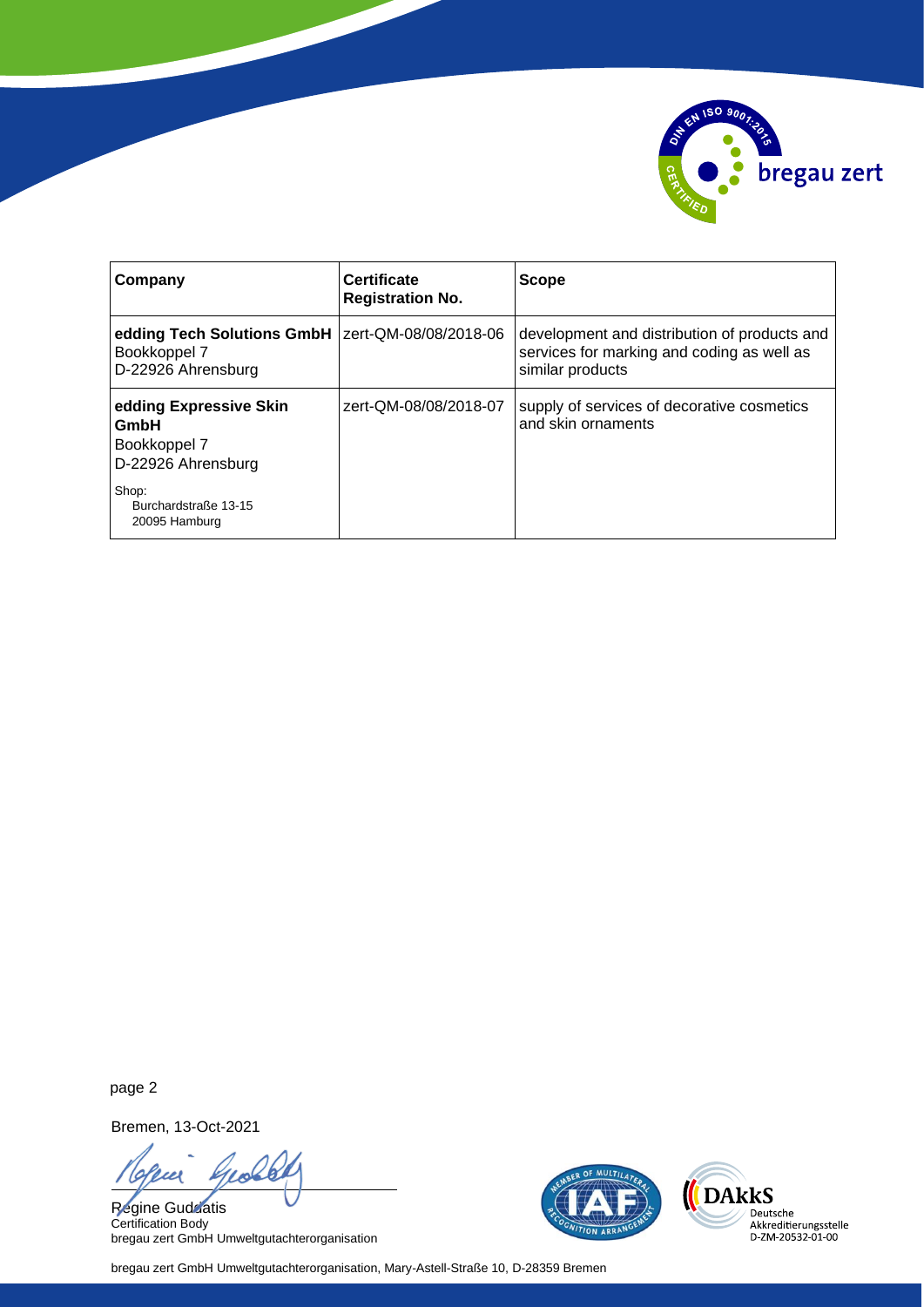| Company | Certificate Registration No. | Scope |
|---|---|---|
| **edding Tech Solutions GmbH**<br>Bookkoppel 7<br>D-22926 Ahrensburg | zert-QM-08/08/2018-06 | development and distribution of products and services for marking and coding as well as similar products |
| **edding Expressive Skin GmbH**<br>Bookkoppel 7<br>D-22926 Ahrensburg<br>Shop:<br>Burchardstraße 13-15<br>20095 Hamburg | zert-QM-08/08/2018-07 | supply of services of decorative cosmetics and skin ornaments |

page 2

Bremen, 13-Oct-2021

Regine Gudlatis
Certification Body
bregau zert GmbH Umweltgutachterorganisation

DAkkS Deutsche Akkreditierungsstelle D-ZM-20532-01-00

bregau zert GmbH Umweltgutachterorganisation, Mary-Astell-Straße 10, D-28359 Bremen